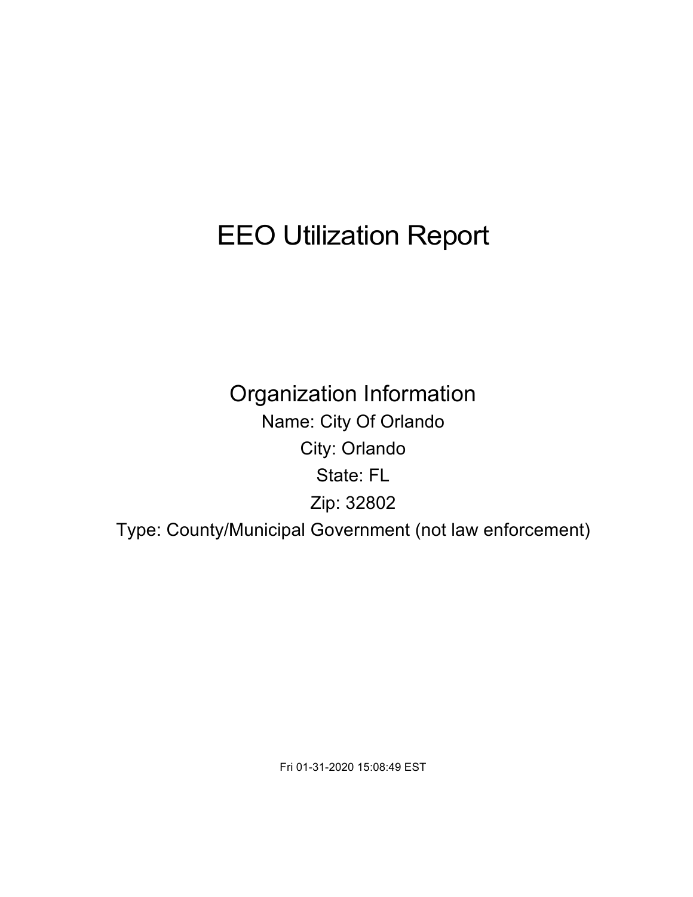# EEO Utilization Report

## Organization Information

Name: City Of Orlando

City: Orlando

State: FL

Zip: 32802

Type: County/Municipal Government (not law enforcement)

Fri 01-31-2020 15:08:49 EST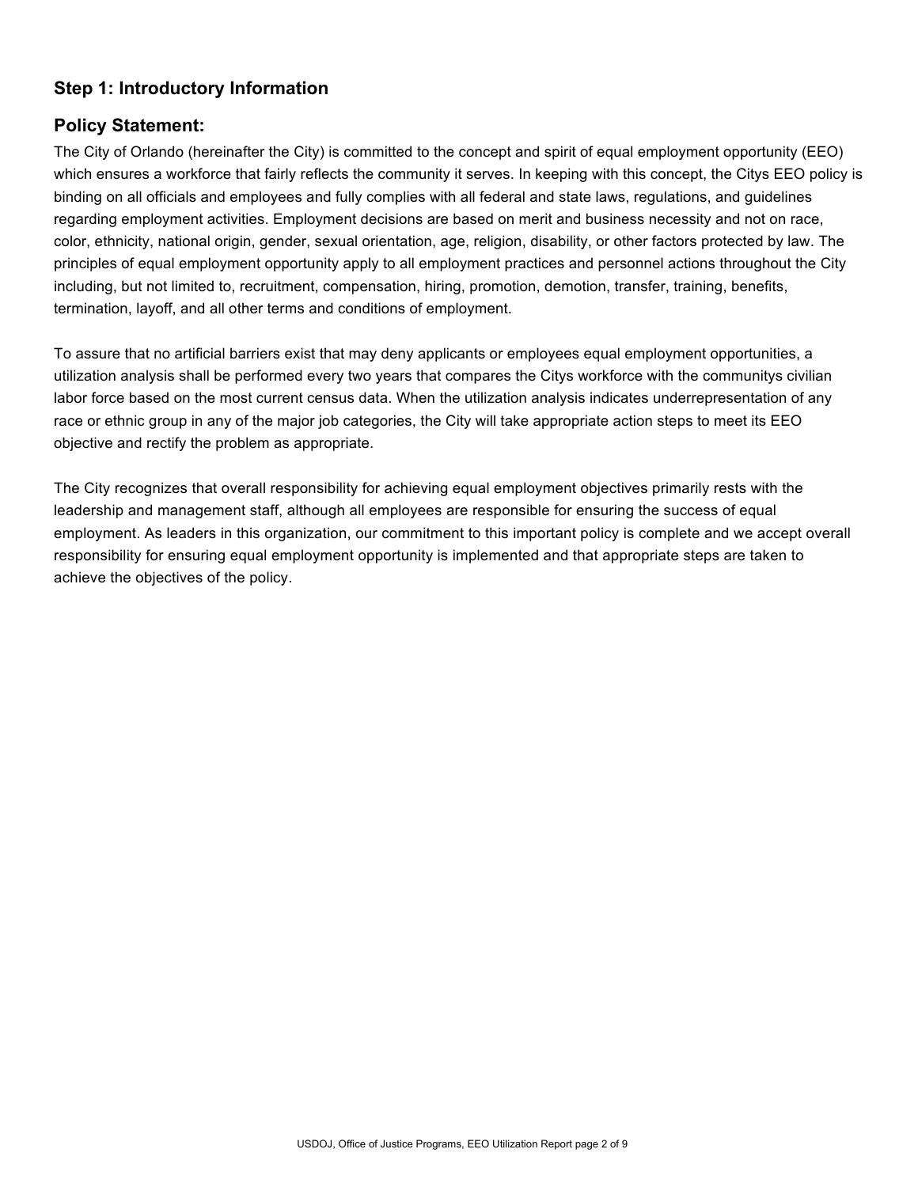## Step 1: Introductory Information

### Policy Statement:

The City of Orlando (hereinafter the City) is committed to the concept and spirit of equal employment opportunity (EEO) which ensures a workforce that fairly reflects the community it serves. In keeping with this concept, the Citys EEO policy is binding on all officials and employees and fully complies with all federal and state laws, regulations, and guidelines regarding employment activities. Employment decisions are based on merit and business necessity and not on race, color, ethnicity, national origin, gender, sexual orientation, age, religion, disability, or other factors protected by law. The principles of equal employment opportunity apply to all employment practices and personnel actions throughout the City including, but not limited to, recruitment, compensation, hiring, promotion, demotion, transfer, training, benefits, termination, layoff, and all other terms and conditions of employment.

To assure that no artificial barriers exist that may deny applicants or employees equal employment opportunities, a utilization analysis shall be performed every two years that compares the Citys workforce with the communitys civilian labor force based on the most current census data. When the utilization analysis indicates underrepresentation of any race or ethnic group in any of the major job categories, the City will take appropriate action steps to meet its EEO objective and rectify the problem as appropriate.

The City recognizes that overall responsibility for achieving equal employment objectives primarily rests with the leadership and management staff, although all employees are responsible for ensuring the success of equal employment. As leaders in this organization, our commitment to this important policy is complete and we accept overall responsibility for ensuring equal employment opportunity is implemented and that appropriate steps are taken to achieve the objectives of the policy.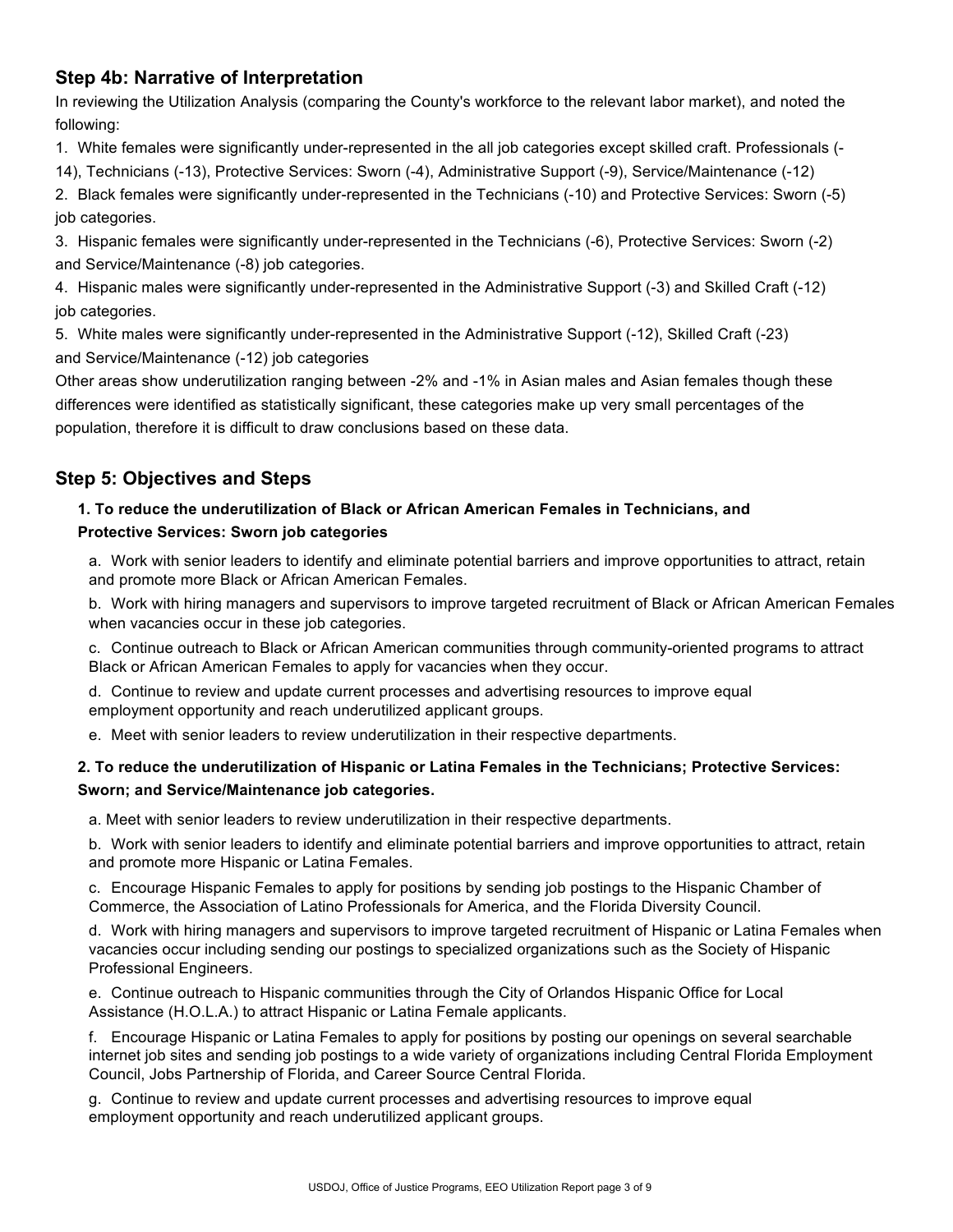## Step 4b: Narrative of Interpretation

In reviewing the Utilization Analysis (comparing the County's workforce to the relevant labor market), and noted the following:

1. White females were significantly under-represented in the all job categories except skilled craft. Professionals (-14), Technicians (-13), Protective Services: Sworn (-4), Administrative Support (-9), Service/Maintenance (-12)
2. Black females were significantly under-represented in the Technicians (-10) and Protective Services: Sworn (-5) job categories.
3. Hispanic females were significantly under-represented in the Technicians (-6), Protective Services: Sworn (-2) and Service/Maintenance (-8) job categories.
4. Hispanic males were significantly under-represented in the Administrative Support (-3) and Skilled Craft (-12) job categories.
5. White males were significantly under-represented in the Administrative Support (-12), Skilled Craft (-23) and Service/Maintenance (-12) job categories

Other areas show underutilization ranging between -2% and -1% in Asian males and Asian females though these differences were identified as statistically significant, these categories make up very small percentages of the population, therefore it is difficult to draw conclusions based on these data.

## Step 5: Objectives and Steps

### 1. To reduce the underutilization of Black or African American Females in Technicians, and Protective Services: Sworn job categories

a. Work with senior leaders to identify and eliminate potential barriers and improve opportunities to attract, retain and promote more Black or African American Females.

b. Work with hiring managers and supervisors to improve targeted recruitment of Black or African American Females when vacancies occur in these job categories.

c. Continue outreach to Black or African American communities through community-oriented programs to attract Black or African American Females to apply for vacancies when they occur.

d. Continue to review and update current processes and advertising resources to improve equal employment opportunity and reach underutilized applicant groups.

e. Meet with senior leaders to review underutilization in their respective departments.

### 2. To reduce the underutilization of Hispanic or Latina Females in the Technicians; Protective Services: Sworn; and Service/Maintenance job categories.

a. Meet with senior leaders to review underutilization in their respective departments.

b. Work with senior leaders to identify and eliminate potential barriers and improve opportunities to attract, retain and promote more Hispanic or Latina Females.

c. Encourage Hispanic Females to apply for positions by sending job postings to the Hispanic Chamber of Commerce, the Association of Latino Professionals for America, and the Florida Diversity Council.

d. Work with hiring managers and supervisors to improve targeted recruitment of Hispanic or Latina Females when vacancies occur including sending our postings to specialized organizations such as the Society of Hispanic Professional Engineers.

e. Continue outreach to Hispanic communities through the City of Orlandos Hispanic Office for Local Assistance (H.O.L.A.) to attract Hispanic or Latina Female applicants.

f. Encourage Hispanic or Latina Females to apply for positions by posting our openings on several searchable internet job sites and sending job postings to a wide variety of organizations including Central Florida Employment Council, Jobs Partnership of Florida, and Career Source Central Florida.

g. Continue to review and update current processes and advertising resources to improve equal employment opportunity and reach underutilized applicant groups.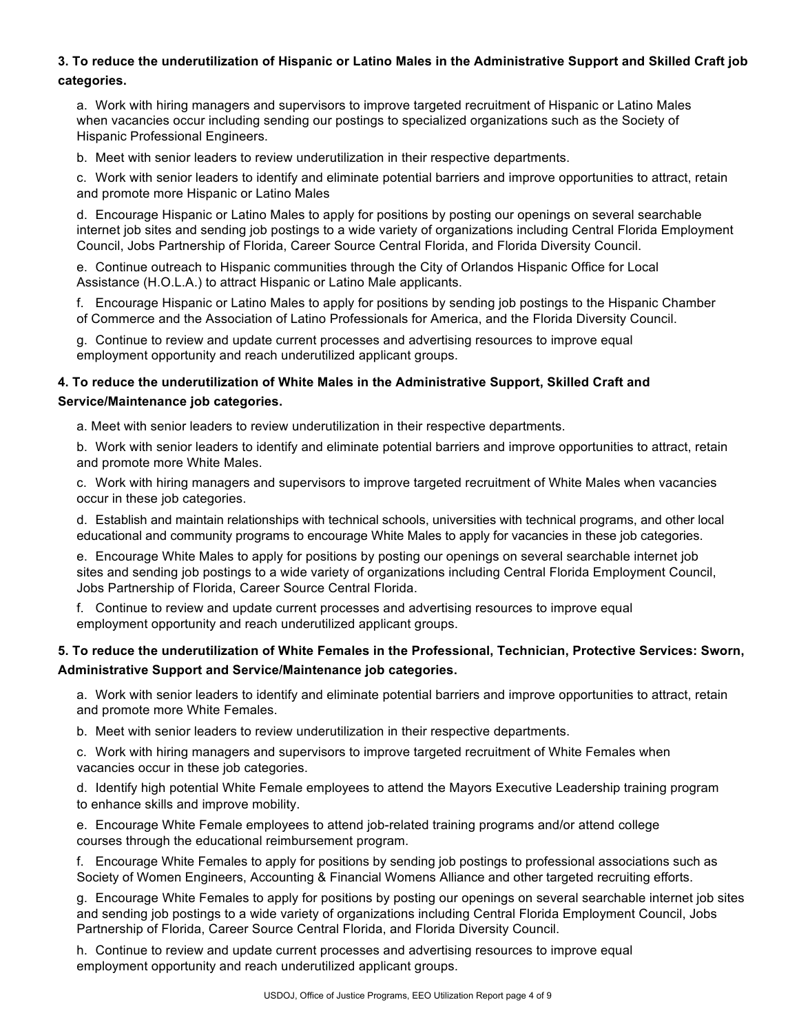**3. To reduce the underutilization of Hispanic or Latino Males in the Administrative Support and Skilled Craft job categories.**

a. Work with hiring managers and supervisors to improve targeted recruitment of Hispanic or Latino Males when vacancies occur including sending our postings to specialized organizations such as the Society of Hispanic Professional Engineers.

b. Meet with senior leaders to review underutilization in their respective departments.

c. Work with senior leaders to identify and eliminate potential barriers and improve opportunities to attract, retain and promote more Hispanic or Latino Males

d. Encourage Hispanic or Latino Males to apply for positions by posting our openings on several searchable internet job sites and sending job postings to a wide variety of organizations including Central Florida Employment Council, Jobs Partnership of Florida, Career Source Central Florida, and Florida Diversity Council.

e. Continue outreach to Hispanic communities through the City of Orlandos Hispanic Office for Local Assistance (H.O.L.A.) to attract Hispanic or Latino Male applicants.

f. Encourage Hispanic or Latino Males to apply for positions by sending job postings to the Hispanic Chamber of Commerce and the Association of Latino Professionals for America, and the Florida Diversity Council.

g. Continue to review and update current processes and advertising resources to improve equal employment opportunity and reach underutilized applicant groups.

**4. To reduce the underutilization of White Males in the Administrative Support, Skilled Craft and Service/Maintenance job categories.**

a. Meet with senior leaders to review underutilization in their respective departments.

b. Work with senior leaders to identify and eliminate potential barriers and improve opportunities to attract, retain and promote more White Males.

c. Work with hiring managers and supervisors to improve targeted recruitment of White Males when vacancies occur in these job categories.

d. Establish and maintain relationships with technical schools, universities with technical programs, and other local educational and community programs to encourage White Males to apply for vacancies in these job categories.

e. Encourage White Males to apply for positions by posting our openings on several searchable internet job sites and sending job postings to a wide variety of organizations including Central Florida Employment Council, Jobs Partnership of Florida, Career Source Central Florida.

f. Continue to review and update current processes and advertising resources to improve equal employment opportunity and reach underutilized applicant groups.

**5. To reduce the underutilization of White Females in the Professional, Technician, Protective Services: Sworn, Administrative Support and Service/Maintenance job categories.**

a. Work with senior leaders to identify and eliminate potential barriers and improve opportunities to attract, retain and promote more White Females.

b. Meet with senior leaders to review underutilization in their respective departments.

c. Work with hiring managers and supervisors to improve targeted recruitment of White Females when vacancies occur in these job categories.

d. Identify high potential White Female employees to attend the Mayors Executive Leadership training program to enhance skills and improve mobility.

e. Encourage White Female employees to attend job-related training programs and/or attend college courses through the educational reimbursement program.

f. Encourage White Females to apply for positions by sending job postings to professional associations such as Society of Women Engineers, Accounting & Financial Womens Alliance and other targeted recruiting efforts.

g. Encourage White Females to apply for positions by posting our openings on several searchable internet job sites and sending job postings to a wide variety of organizations including Central Florida Employment Council, Jobs Partnership of Florida, Career Source Central Florida, and Florida Diversity Council.

h. Continue to review and update current processes and advertising resources to improve equal employment opportunity and reach underutilized applicant groups.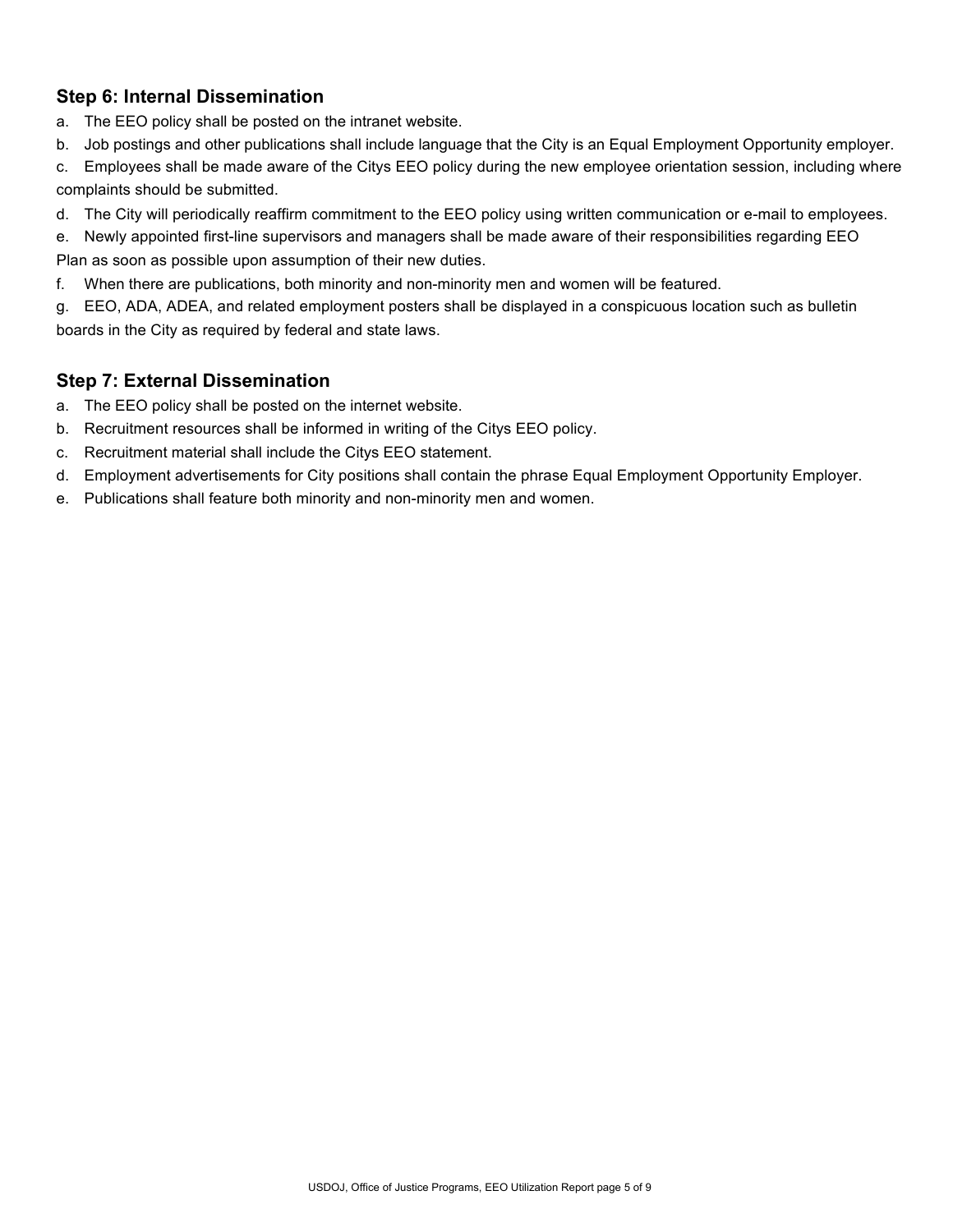## Step 6: Internal Dissemination

a. The EEO policy shall be posted on the intranet website.

b. Job postings and other publications shall include language that the City is an Equal Employment Opportunity employer.

c. Employees shall be made aware of the Citys EEO policy during the new employee orientation session, including where complaints should be submitted.

d. The City will periodically reaffirm commitment to the EEO policy using written communication or e-mail to employees.

e. Newly appointed first-line supervisors and managers shall be made aware of their responsibilities regarding EEO Plan as soon as possible upon assumption of their new duties.

f. When there are publications, both minority and non-minority men and women will be featured.

g. EEO, ADA, ADEA, and related employment posters shall be displayed in a conspicuous location such as bulletin boards in the City as required by federal and state laws.

## Step 7: External Dissemination

a. The EEO policy shall be posted on the internet website.

b. Recruitment resources shall be informed in writing of the Citys EEO policy.

c. Recruitment material shall include the Citys EEO statement.

d. Employment advertisements for City positions shall contain the phrase Equal Employment Opportunity Employer.

e. Publications shall feature both minority and non-minority men and women.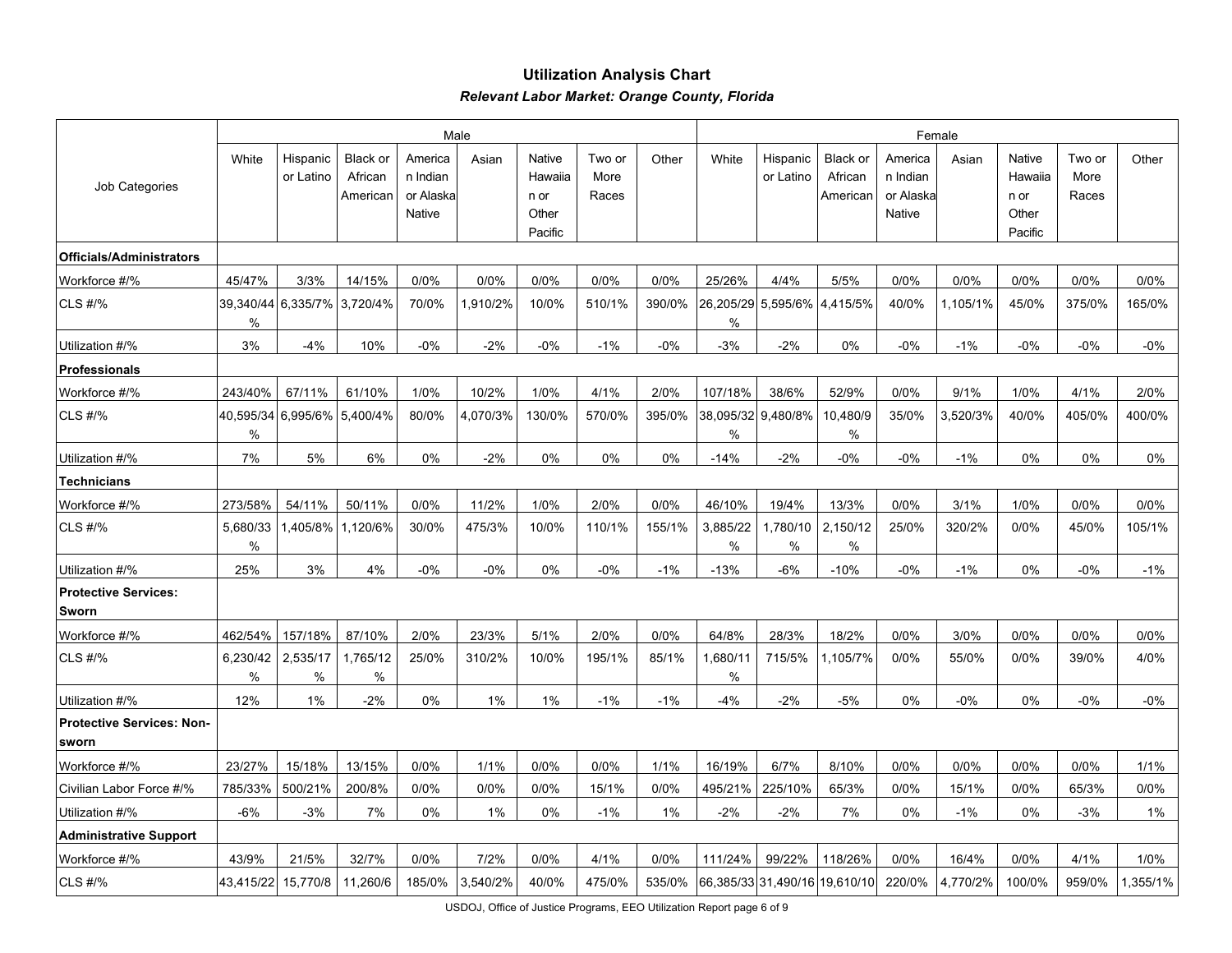# Utilization Analysis Chart

***Relevant Labor Market: Orange County, Florida***

| Job Categories | Male | | | | | | | | Female | | | | | | | |
|---|---|---|---|---|---|---|---|---|---|---|---|---|---|---|---|---|
| | White | Hispanic or Latino | Black or African American | American Indian or Alaska Native | Asian | Native Hawaiian or Other Pacific | Two or More Races | Other | White | Hispanic or Latino | Black or African American | American Indian or Alaska Native | Asian | Native Hawaiian or Other Pacific | Two or More Races | Other |
| **Officials/Administrators** | | | | | | | | | | | | | | | | |
| Workforce #/% | 45/47% | 3/3% | 14/15% | 0/0% | 0/0% | 0/0% | 0/0% | 0/0% | 25/26% | 4/4% | 5/5% | 0/0% | 0/0% | 0/0% | 0/0% | 0/0% |
| CLS #/% | 39,340/44% | 6,335/7% | 3,720/4% | 70/0% | 1,910/2% | 10/0% | 510/1% | 390/0% | 26,205/29% | 5,595/6% | 4,415/5% | 40/0% | 1,105/1% | 45/0% | 375/0% | 165/0% |
| Utilization #/% | 3% | -4% | 10% | -0% | -2% | -0% | -1% | -0% | -3% | -2% | 0% | -0% | -1% | -0% | -0% | -0% |
| **Professionals** | | | | | | | | | | | | | | | | |
| Workforce #/% | 243/40% | 67/11% | 61/10% | 1/0% | 10/2% | 1/0% | 4/1% | 2/0% | 107/18% | 38/6% | 52/9% | 0/0% | 9/1% | 1/0% | 4/1% | 2/0% |
| CLS #/% | 40,595/34% | 6,995/6% | 5,400/4% | 80/0% | 4,070/3% | 130/0% | 570/0% | 395/0% | 38,095/32% | 9,480/8% | 10,480/9% | 35/0% | 3,520/3% | 40/0% | 405/0% | 400/0% |
| Utilization #/% | 7% | 5% | 6% | 0% | -2% | 0% | 0% | 0% | -14% | -2% | -0% | -0% | -1% | 0% | 0% | 0% |
| **Technicians** | | | | | | | | | | | | | | | | |
| Workforce #/% | 273/58% | 54/11% | 50/11% | 0/0% | 11/2% | 1/0% | 2/0% | 0/0% | 46/10% | 19/4% | 13/3% | 0/0% | 3/1% | 1/0% | 0/0% | 0/0% |
| CLS #/% | 5,680/33% | 1,405/8% | 1,120/6% | 30/0% | 475/3% | 10/0% | 110/1% | 155/1% | 3,885/22% | 1,780/10% | 2,150/12% | 25/0% | 320/2% | 0/0% | 45/0% | 105/1% |
| Utilization #/% | 25% | 3% | 4% | -0% | -0% | 0% | -0% | -1% | -13% | -6% | -10% | -0% | -1% | 0% | -0% | -1% |
| **Protective Services: Sworn** | | | | | | | | | | | | | | | | |
| Workforce #/% | 462/54% | 157/18% | 87/10% | 2/0% | 23/3% | 5/1% | 2/0% | 0/0% | 64/8% | 28/3% | 18/2% | 0/0% | 3/0% | 0/0% | 0/0% | 0/0% |
| CLS #/% | 6,230/42% | 2,535/17% | 1,765/12% | 25/0% | 310/2% | 10/0% | 195/1% | 85/1% | 1,680/11% | 715/5% | 1,105/7% | 0/0% | 55/0% | 0/0% | 39/0% | 4/0% |
| Utilization #/% | 12% | 1% | -2% | 0% | 1% | 1% | -1% | -1% | -4% | -2% | -5% | 0% | -0% | 0% | -0% | -0% |
| **Protective Services: Non-sworn** | | | | | | | | | | | | | | | | |
| Workforce #/% | 23/27% | 15/18% | 13/15% | 0/0% | 1/1% | 0/0% | 0/0% | 1/1% | 16/19% | 6/7% | 8/10% | 0/0% | 0/0% | 0/0% | 0/0% | 1/1% |
| Civilian Labor Force #/% | 785/33% | 500/21% | 200/8% | 0/0% | 0/0% | 0/0% | 15/1% | 0/0% | 495/21% | 225/10% | 65/3% | 0/0% | 15/1% | 0/0% | 65/3% | 0/0% |
| Utilization #/% | -6% | -3% | 7% | 0% | 1% | 0% | -1% | 1% | -2% | -2% | 7% | 0% | -1% | 0% | -3% | 1% |
| **Administrative Support** | | | | | | | | | | | | | | | | |
| Workforce #/% | 43/9% | 21/5% | 32/7% | 0/0% | 7/2% | 0/0% | 4/1% | 0/0% | 111/24% | 99/22% | 118/26% | 0/0% | 16/4% | 0/0% | 4/1% | 1/0% |
| CLS #/% | 43,415/22 | 15,770/8 | 11,260/6 | 185/0% | 3,540/2% | 40/0% | 475/0% | 535/0% | 66,385/33 | 31,490/16 | 19,610/10 | 220/0% | 4,770/2% | 100/0% | 959/0% | 1,355/1% |

USDOJ, Office of Justice Programs, EEO Utilization Report page 6 of 9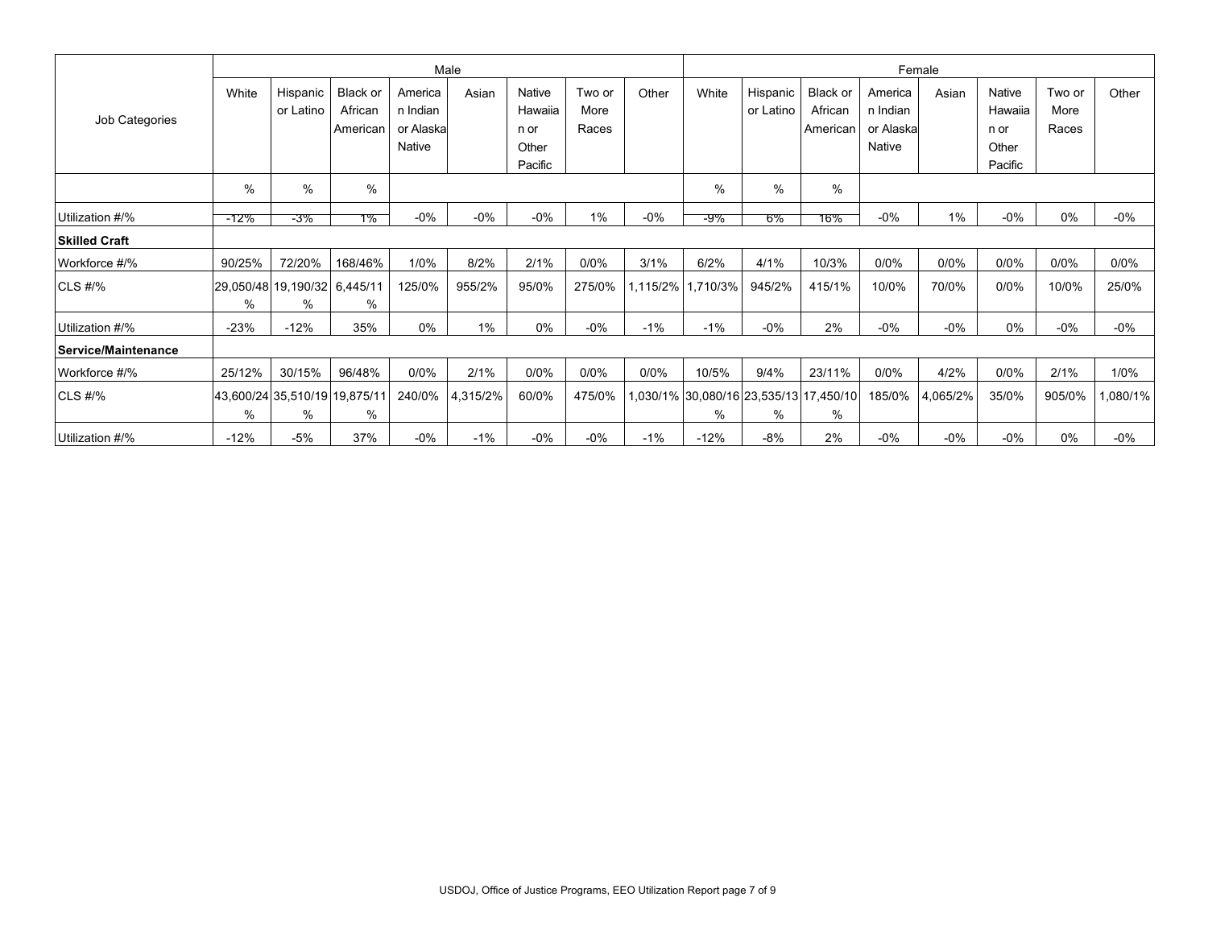| Job Categories | Male | | | | | | | | Female | | | | | | | |
|---|---|---|---|---|---|---|---|---|---|---|---|---|---|---|---|---|
| | White | Hispanic or Latino | Black or African American | American Indian or Alaska Native | Asian | Native Hawaiian or Other Pacific | Two or More Races | Other | White | Hispanic or Latino | Black or African American | American Indian or Alaska Native | Asian | Native Hawaiian or Other Pacific | Two or More Races | Other |
| | % | % | % | | | | | | % | % | % | | | | | |
| Utilization #/% | -12% | -3% | 1% | -0% | -0% | -0% | 1% | -0% | -9% | 6% | 16% | -0% | 1% | -0% | 0% | -0% |
| **Skilled Craft** | | | | | | | | | | | | | | | | |
| Workforce #/% | 90/25% | 72/20% | 168/46% | 1/0% | 8/2% | 2/1% | 0/0% | 3/1% | 6/2% | 4/1% | 10/3% | 0/0% | 0/0% | 0/0% | 0/0% | 0/0% |
| CLS #/% | 29,050/48% | 19,190/32% | 6,445/11% | 125/0% | 955/2% | 95/0% | 275/0% | 1,115/2% | 1,710/3% | 945/2% | 415/1% | 10/0% | 70/0% | 0/0% | 10/0% | 25/0% |
| Utilization #/% | -23% | -12% | 35% | 0% | 1% | 0% | -0% | -1% | -1% | -0% | 2% | -0% | -0% | 0% | -0% | -0% |
| **Service/Maintenance** | | | | | | | | | | | | | | | | |
| Workforce #/% | 25/12% | 30/15% | 96/48% | 0/0% | 2/1% | 0/0% | 0/0% | 0/0% | 10/5% | 9/4% | 23/11% | 0/0% | 4/2% | 0/0% | 2/1% | 1/0% |
| CLS #/% | 43,600/24% | 35,510/19% | 19,875/11% | 240/0% | 4,315/2% | 60/0% | 475/0% | 1,030/1% | 30,080/16% | 23,535/13% | 17,450/10% | 185/0% | 4,065/2% | 35/0% | 905/0% | 1,080/1% |
| Utilization #/% | -12% | -5% | 37% | -0% | -1% | -0% | -0% | -1% | -12% | -8% | 2% | -0% | -0% | -0% | 0% | -0% |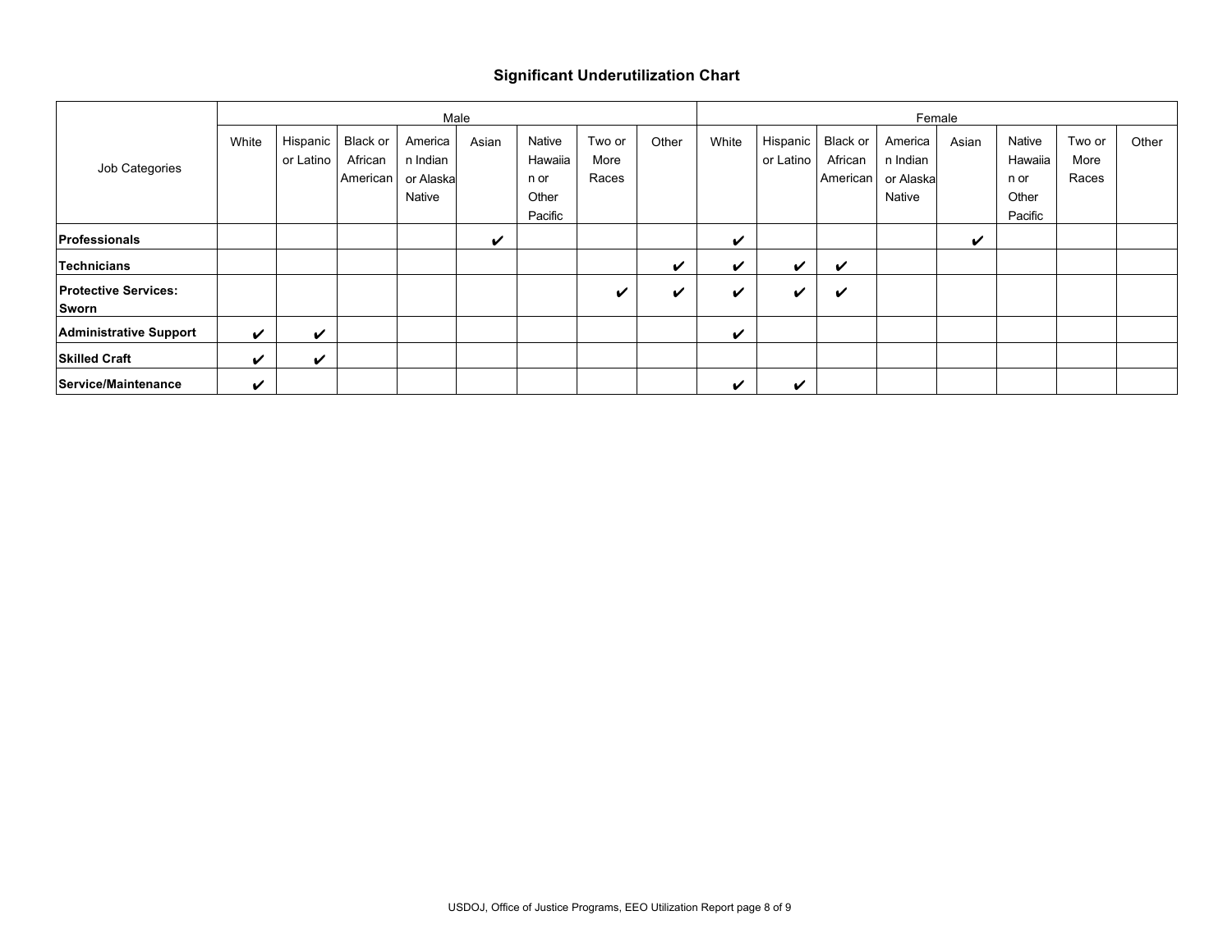# Significant Underutilization Chart

| Job Categories | Male | | | | | | | | Female | | | | | | | |
|---|---|---|---|---|---|---|---|---|---|---|---|---|---|---|---|---|
| | White | Hispanic or Latino | Black or African American | American Indian or Alaska Native | Asian | Native Hawaiian or Other Pacific | Two or More Races | Other | White | Hispanic or Latino | Black or African American | American Indian or Alaska Native | Asian | Native Hawaiian or Other Pacific | Two or More Races | Other |
| **Professionals** | | | | | ✔ | | | | ✔ | | | | ✔ | | | |
| **Technicians** | | | | | | | | ✔ | ✔ | ✔ | ✔ | | | | | |
| **Protective Services: Sworn** | | | | | | | ✔ | ✔ | ✔ | ✔ | ✔ | | | | | |
| **Administrative Support** | ✔ | ✔ | | | | | | | ✔ | | | | | | | |
| **Skilled Craft** | ✔ | ✔ | | | | | | | | | | | | | | |
| **Service/Maintenance** | ✔ | | | | | | | | ✔ | ✔ | | | | | | |

USDOJ, Office of Justice Programs, EEO Utilization Report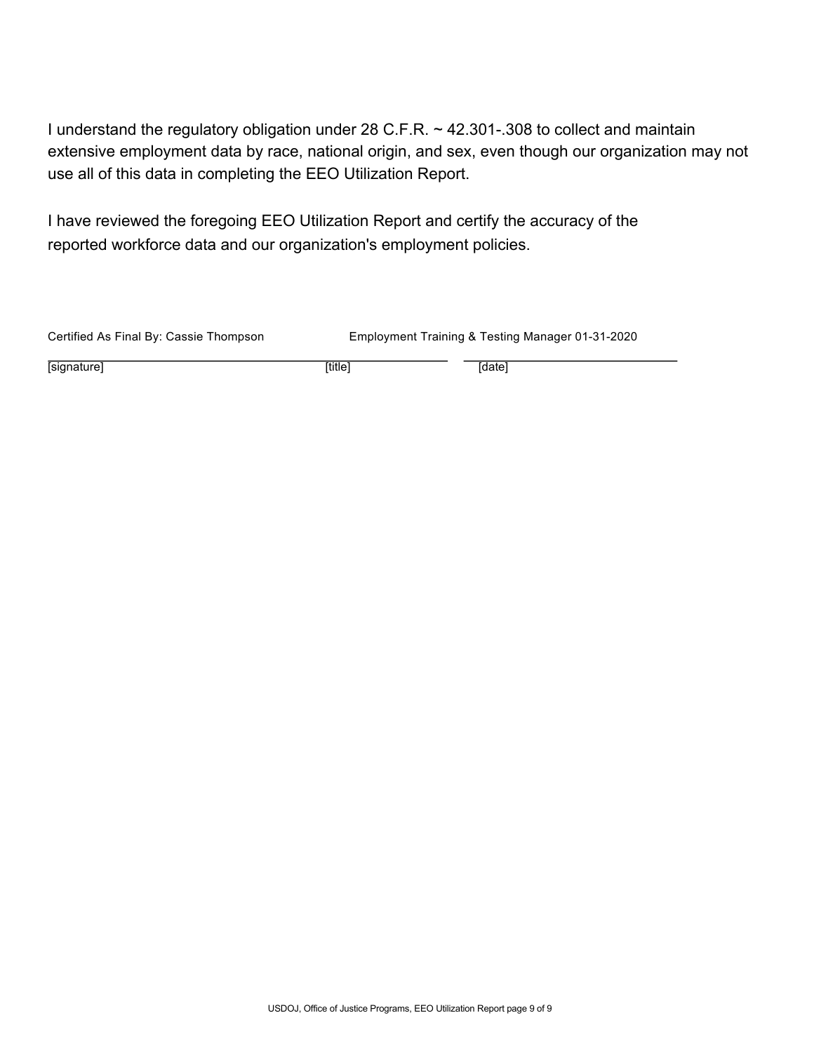I understand the regulatory obligation under 28 C.F.R. ~ 42.301-.308 to collect and maintain extensive employment data by race, national origin, and sex, even though our organization may not use all of this data in completing the EEO Utilization Report.

I have reviewed the foregoing EEO Utilization Report and certify the accuracy of the reported workforce data and our organization's employment policies.

Certified As Final By: Cassie Thompson Employment Training & Testing Manager 01-31-2020

[signature] [title] [date]